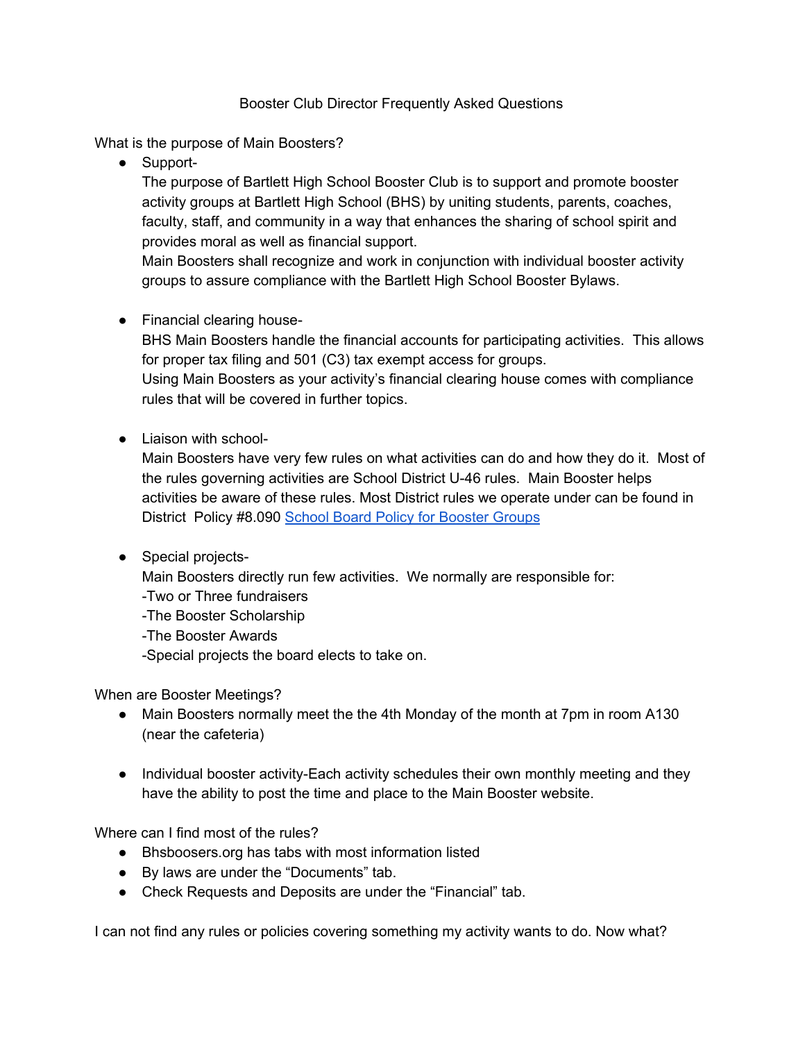# Booster Club Director Frequently Asked Questions

What is the purpose of Main Boosters?

- Support-
  The purpose of Bartlett High School Booster Club is to support and promote booster activity groups at Bartlett High School (BHS) by uniting students, parents, coaches, faculty, staff, and community in a way that enhances the sharing of school spirit and provides moral as well as financial support.
  Main Boosters shall recognize and work in conjunction with individual booster activity groups to assure compliance with the Bartlett High School Booster Bylaws.

- Financial clearing house-
  BHS Main Boosters handle the financial accounts for participating activities. This allows for proper tax filing and 501 (C3) tax exempt access for groups.
  Using Main Boosters as your activity's financial clearing house comes with compliance rules that will be covered in further topics.

- Liaison with school-
  Main Boosters have very few rules on what activities can do and how they do it. Most of the rules governing activities are School District U-46 rules. Main Booster helps activities be aware of these rules. Most District rules we operate under can be found in District Policy #8.090 [School Board Policy for Booster Groups]

- Special projects-
  Main Boosters directly run few activities. We normally are responsible for:
  -Two or Three fundraisers
  -The Booster Scholarship
  -The Booster Awards
  -Special projects the board elects to take on.

When are Booster Meetings?

- Main Boosters normally meet the the 4th Monday of the month at 7pm in room A130 (near the cafeteria)

- Individual booster activity-Each activity schedules their own monthly meeting and they have the ability to post the time and place to the Main Booster website.

Where can I find most of the rules?

- Bhsboosers.org has tabs with most information listed
- By laws are under the "Documents" tab.
- Check Requests and Deposits are under the "Financial" tab.

I can not find any rules or policies covering something my activity wants to do. Now what?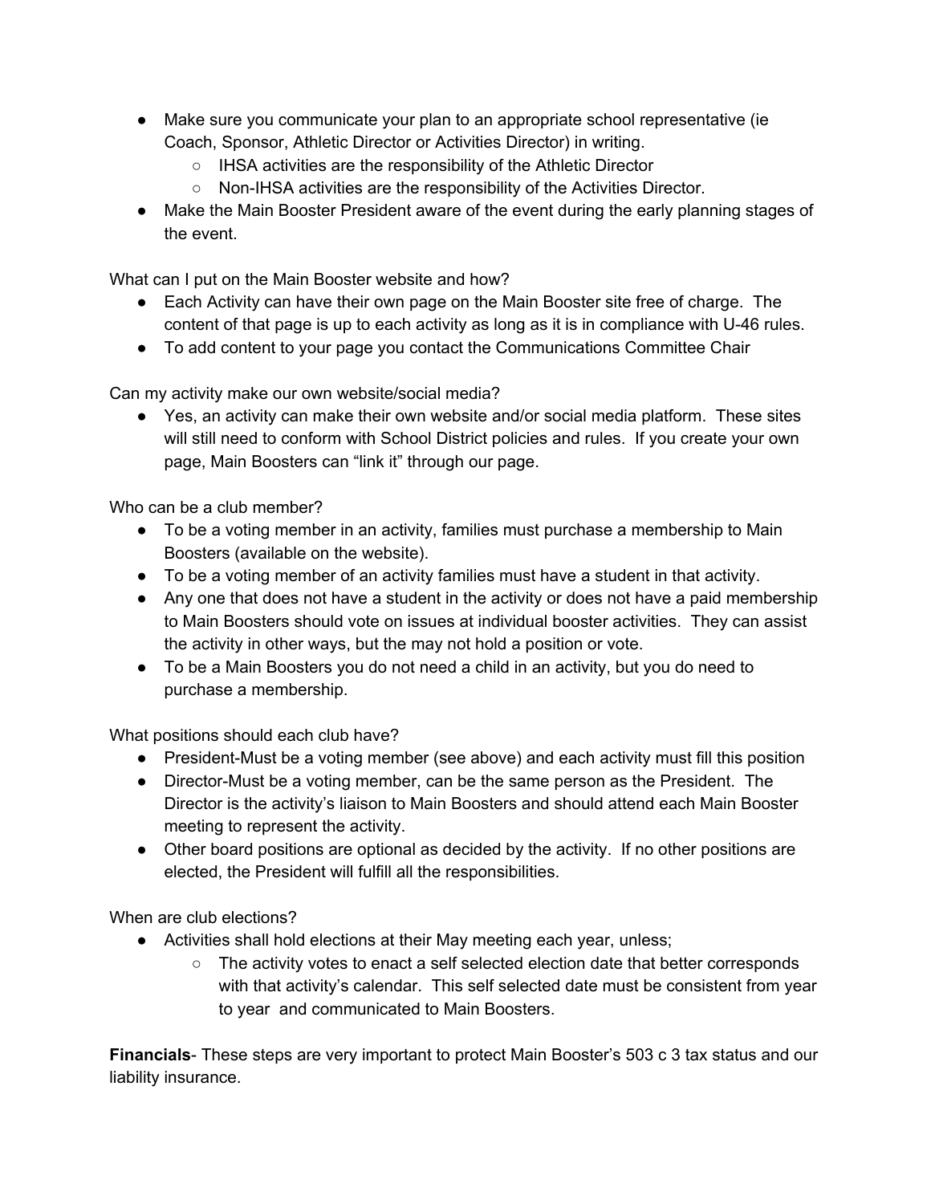- Make sure you communicate your plan to an appropriate school representative (ie Coach, Sponsor, Athletic Director or Activities Director) in writing.
    - IHSA activities are the responsibility of the Athletic Director
    - Non-IHSA activities are the responsibility of the Activities Director.
- Make the Main Booster President aware of the event during the early planning stages of the event.

What can I put on the Main Booster website and how?

- Each Activity can have their own page on the Main Booster site free of charge. The content of that page is up to each activity as long as it is in compliance with U-46 rules.
- To add content to your page you contact the Communications Committee Chair

Can my activity make our own website/social media?

- Yes, an activity can make their own website and/or social media platform. These sites will still need to conform with School District policies and rules. If you create your own page, Main Boosters can "link it" through our page.

Who can be a club member?

- To be a voting member in an activity, families must purchase a membership to Main Boosters (available on the website).
- To be a voting member of an activity families must have a student in that activity.
- Any one that does not have a student in the activity or does not have a paid membership to Main Boosters should vote on issues at individual booster activities. They can assist the activity in other ways, but the may not hold a position or vote.
- To be a Main Boosters you do not need a child in an activity, but you do need to purchase a membership.

What positions should each club have?

- President-Must be a voting member (see above) and each activity must fill this position
- Director-Must be a voting member, can be the same person as the President. The Director is the activity's liaison to Main Boosters and should attend each Main Booster meeting to represent the activity.
- Other board positions are optional as decided by the activity. If no other positions are elected, the President will fulfill all the responsibilities.

When are club elections?

- Activities shall hold elections at their May meeting each year, unless;
    - The activity votes to enact a self selected election date that better corresponds with that activity's calendar. This self selected date must be consistent from year to year and communicated to Main Boosters.

**Financials**- These steps are very important to protect Main Booster's 503 c 3 tax status and our liability insurance.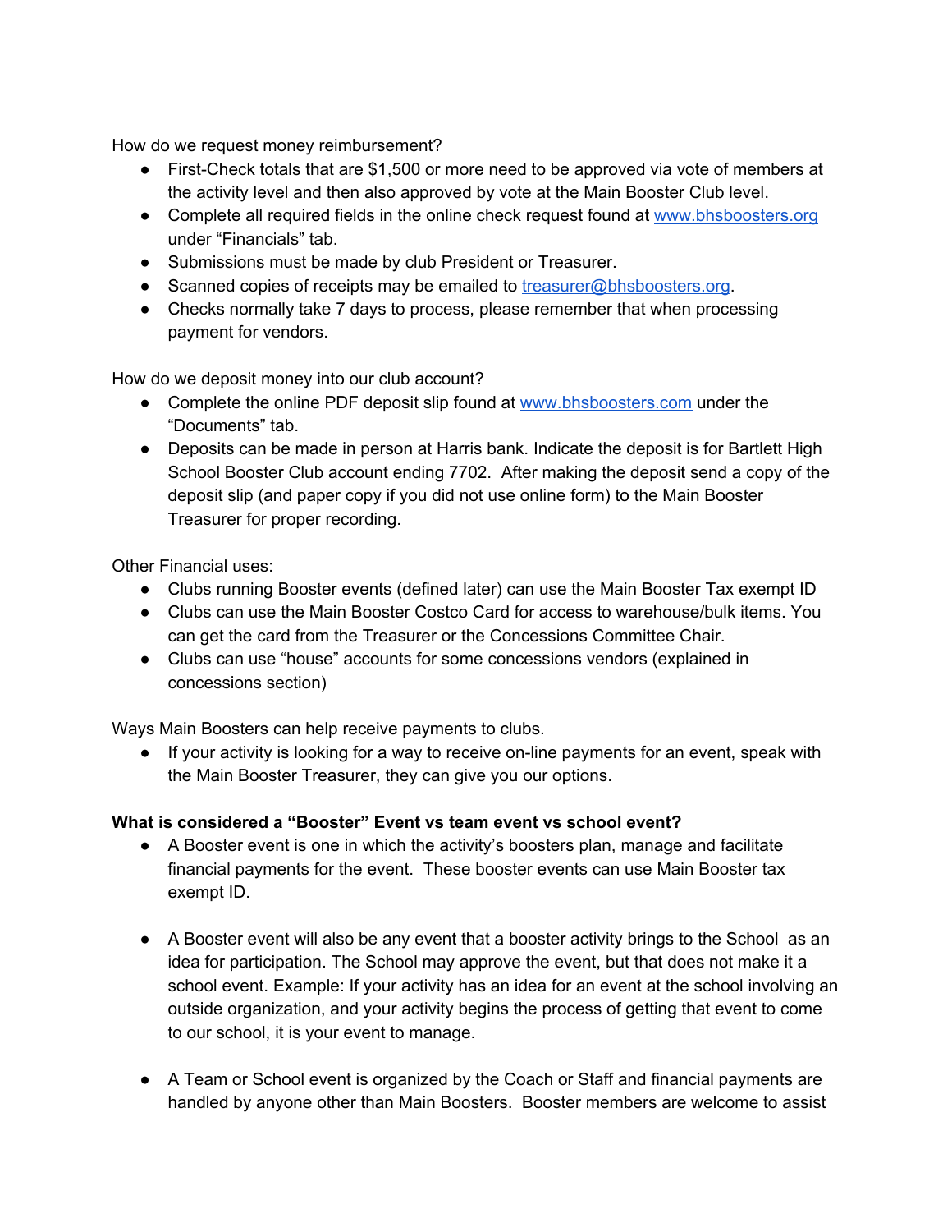How do we request money reimbursement?

- First-Check totals that are $1,500 or more need to be approved via vote of members at the activity level and then also approved by vote at the Main Booster Club level.
- Complete all required fields in the online check request found at [www.bhsboosters.org](http://www.bhsboosters.org) under "Financials" tab.
- Submissions must be made by club President or Treasurer.
- Scanned copies of receipts may be emailed to [treasurer@bhsboosters.org](mailto:treasurer@bhsboosters.org).
- Checks normally take 7 days to process, please remember that when processing payment for vendors.

How do we deposit money into our club account?

- Complete the online PDF deposit slip found at [www.bhsboosters.com](http://www.bhsboosters.com) under the "Documents" tab.
- Deposits can be made in person at Harris bank. Indicate the deposit is for Bartlett High School Booster Club account ending 7702. After making the deposit send a copy of the deposit slip (and paper copy if you did not use online form) to the Main Booster Treasurer for proper recording.

Other Financial uses:

- Clubs running Booster events (defined later) can use the Main Booster Tax exempt ID
- Clubs can use the Main Booster Costco Card for access to warehouse/bulk items. You can get the card from the Treasurer or the Concessions Committee Chair.
- Clubs can use "house" accounts for some concessions vendors (explained in concessions section)

Ways Main Boosters can help receive payments to clubs.

- If your activity is looking for a way to receive on-line payments for an event, speak with the Main Booster Treasurer, they can give you our options.

**What is considered a "Booster" Event vs team event vs school event?**

- A Booster event is one in which the activity's boosters plan, manage and facilitate financial payments for the event. These booster events can use Main Booster tax exempt ID.

- A Booster event will also be any event that a booster activity brings to the School as an idea for participation. The School may approve the event, but that does not make it a school event. Example: If your activity has an idea for an event at the school involving an outside organization, and your activity begins the process of getting that event to come to our school, it is your event to manage.

- A Team or School event is organized by the Coach or Staff and financial payments are handled by anyone other than Main Boosters. Booster members are welcome to assist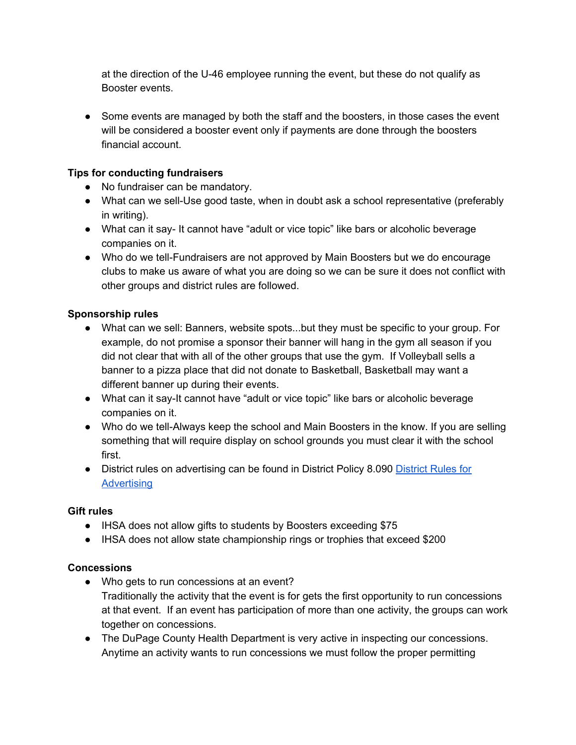at the direction of the U-46 employee running the event, but these do not qualify as Booster events.

- Some events are managed by both the staff and the boosters, in those cases the event will be considered a booster event only if payments are done through the boosters financial account.

**Tips for conducting fundraisers**

- No fundraiser can be mandatory.
- What can we sell-Use good taste, when in doubt ask a school representative (preferably in writing).
- What can it say- It cannot have "adult or vice topic" like bars or alcoholic beverage companies on it.
- Who do we tell-Fundraisers are not approved by Main Boosters but we do encourage clubs to make us aware of what you are doing so we can be sure it does not conflict with other groups and district rules are followed.

**Sponsorship rules**

- What can we sell: Banners, website spots...but they must be specific to your group. For example, do not promise a sponsor their banner will hang in the gym all season if you did not clear that with all of the other groups that use the gym. If Volleyball sells a banner to a pizza place that did not donate to Basketball, Basketball may want a different banner up during their events.
- What can it say-It cannot have "adult or vice topic" like bars or alcoholic beverage companies on it.
- Who do we tell-Always keep the school and Main Boosters in the know. If you are selling something that will require display on school grounds you must clear it with the school first.
- District rules on advertising can be found in District Policy 8.090 [District Rules for Advertising]

**Gift rules**

- IHSA does not allow gifts to students by Boosters exceeding $75
- IHSA does not allow state championship rings or trophies that exceed $200

**Concessions**

- Who gets to run concessions at an event?
  Traditionally the activity that the event is for gets the first opportunity to run concessions at that event. If an event has participation of more than one activity, the groups can work together on concessions.
- The DuPage County Health Department is very active in inspecting our concessions. Anytime an activity wants to run concessions we must follow the proper permitting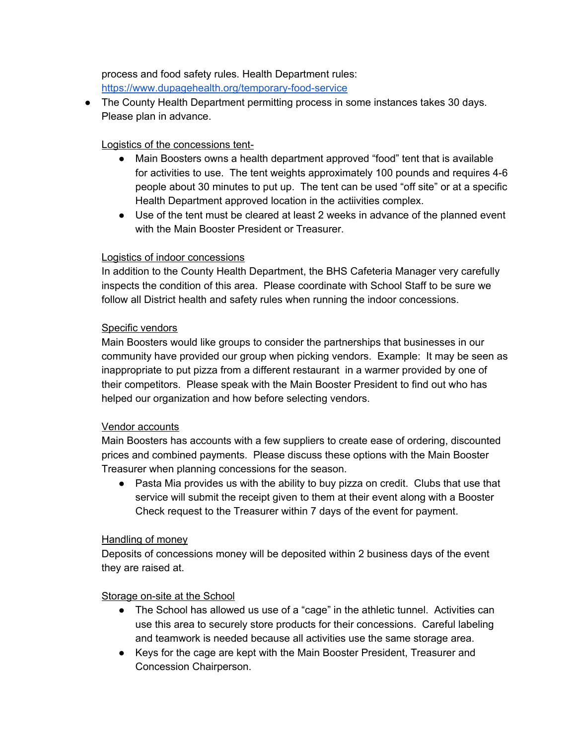process and food safety rules. Health Department rules: [https://www.dupagehealth.org/temporary-food-service](https://www.dupagehealth.org/temporary-food-service)

- The County Health Department permitting process in some instances takes 30 days. Please plan in advance.

<u>Logistics of the concessions tent-</u>

- Main Boosters owns a health department approved "food" tent that is available for activities to use. The tent weights approximately 100 pounds and requires 4-6 people about 30 minutes to put up. The tent can be used "off site" or at a specific Health Department approved location in the actiivities complex.
- Use of the tent must be cleared at least 2 weeks in advance of the planned event with the Main Booster President or Treasurer.

<u>Logistics of indoor concessions</u>

In addition to the County Health Department, the BHS Cafeteria Manager very carefully inspects the condition of this area. Please coordinate with School Staff to be sure we follow all District health and safety rules when running the indoor concessions.

<u>Specific vendors</u>

Main Boosters would like groups to consider the partnerships that businesses in our community have provided our group when picking vendors. Example: It may be seen as inappropriate to put pizza from a different restaurant in a warmer provided by one of their competitors. Please speak with the Main Booster President to find out who has helped our organization and how before selecting vendors.

<u>Vendor accounts</u>

Main Boosters has accounts with a few suppliers to create ease of ordering, discounted prices and combined payments. Please discuss these options with the Main Booster Treasurer when planning concessions for the season.

- Pasta Mia provides us with the ability to buy pizza on credit. Clubs that use that service will submit the receipt given to them at their event along with a Booster Check request to the Treasurer within 7 days of the event for payment.

<u>Handling of money</u>

Deposits of concessions money will be deposited within 2 business days of the event they are raised at.

<u>Storage on-site at the School</u>

- The School has allowed us use of a "cage" in the athletic tunnel. Activities can use this area to securely store products for their concessions. Careful labeling and teamwork is needed because all activities use the same storage area.
- Keys for the cage are kept with the Main Booster President, Treasurer and Concession Chairperson.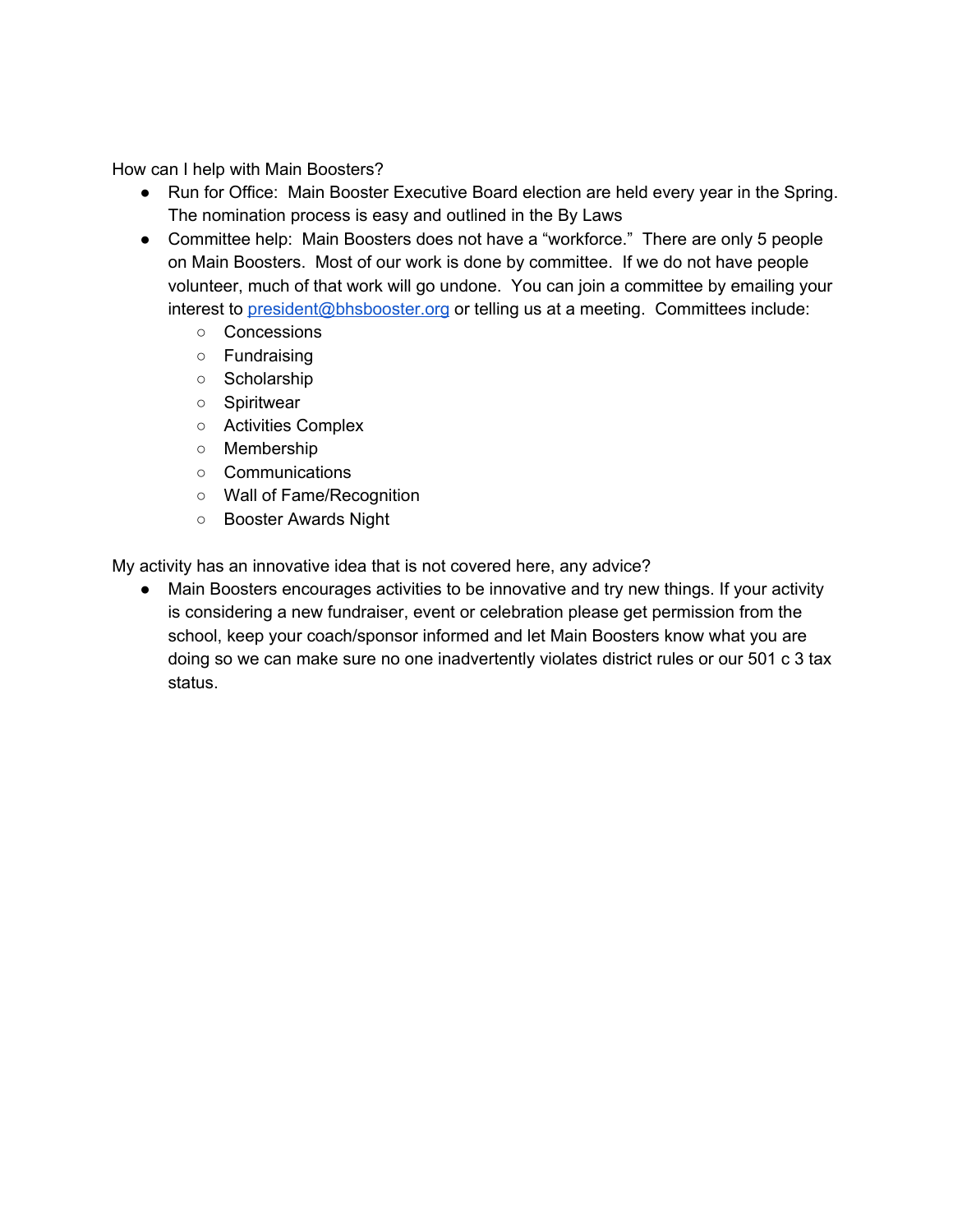How can I help with Main Boosters?

- Run for Office: Main Booster Executive Board election are held every year in the Spring. The nomination process is easy and outlined in the By Laws
- Committee help: Main Boosters does not have a "workforce." There are only 5 people on Main Boosters. Most of our work is done by committee. If we do not have people volunteer, much of that work will go undone. You can join a committee by emailing your interest to [president@bhsbooster.org](mailto:president@bhsbooster.org) or telling us at a meeting. Committees include:
    - Concessions
    - Fundraising
    - Scholarship
    - Spiritwear
    - Activities Complex
    - Membership
    - Communications
    - Wall of Fame/Recognition
    - Booster Awards Night

My activity has an innovative idea that is not covered here, any advice?

- Main Boosters encourages activities to be innovative and try new things. If your activity is considering a new fundraiser, event or celebration please get permission from the school, keep your coach/sponsor informed and let Main Boosters know what you are doing so we can make sure no one inadvertently violates district rules or our 501 c 3 tax status.